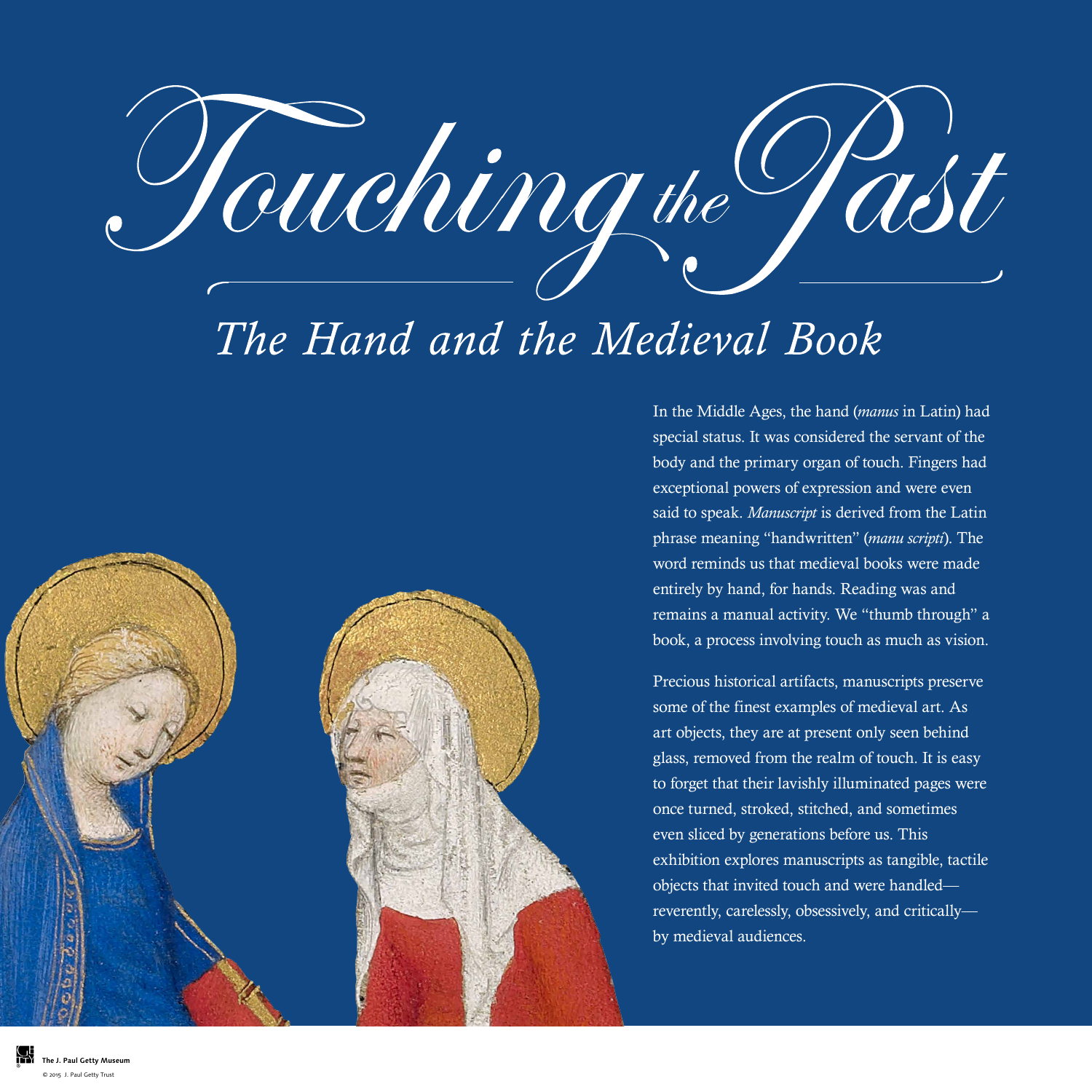# Touching the Past

## *The Hand and the Medieval Book*

In the Middle Ages, the hand (*manus* in Latin) had special status. It was considered the servant of the body and the primary organ of touch. Fingers had exceptional powers of expression and were even said to speak. *Manuscript* is derived from the Latin phrase meaning "handwritten" (*manu scripti*). The word reminds us that medieval books were made entirely by hand, for hands. Reading was and remains a manual activity. We "thumb through" a book, a process involving touch as much as vision.

Precious historical artifacts, manuscripts preserve some of the finest examples of medieval art. As art objects, they are at present only seen behind glass, removed from the realm of touch. It is easy to forget that their lavishly illuminated pages were once turned, stroked, stitched, and sometimes even sliced by generations before us. This exhibition explores manuscripts as tangible, tactile objects that invited touch and were handled—reverently, carelessly, obsessively, and critically—by medieval audiences.

The J. Paul Getty Museum

© 2015 J. Paul Getty Trust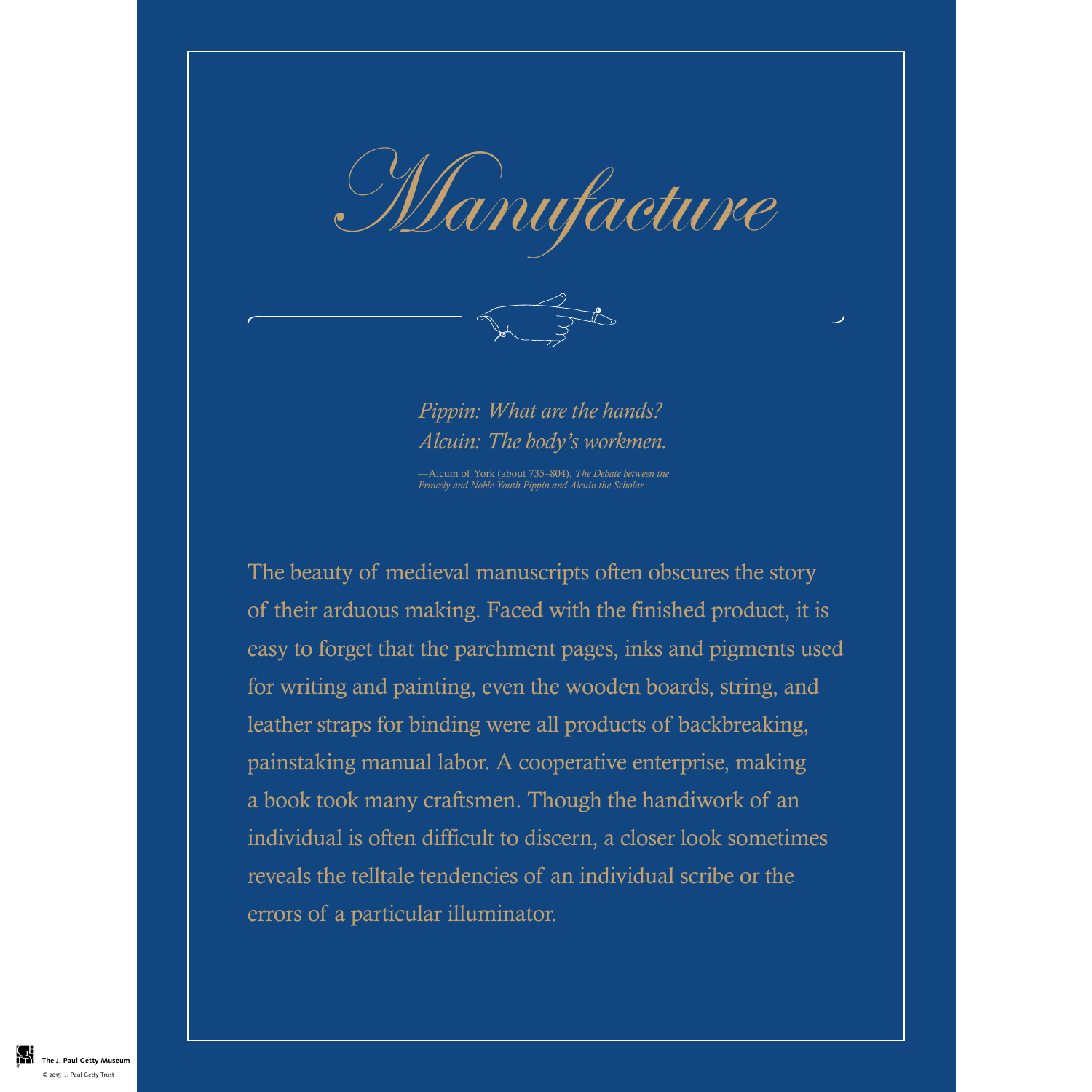# Manufacture

*Pippin: What are the hands?*
*Alcuin: The body's workmen.*

—Alcuin of York (about 735–804), *The Debate between the Princely and Noble Youth Pippin and Alcuin the Scholar*

The beauty of medieval manuscripts often obscures the story of their arduous making. Faced with the finished product, it is easy to forget that the parchment pages, inks and pigments used for writing and painting, even the wooden boards, string, and leather straps for binding were all products of backbreaking, painstaking manual labor. A cooperative enterprise, making a book took many craftsmen. Though the handiwork of an individual is often difficult to discern, a closer look sometimes reveals the telltale tendencies of an individual scribe or the errors of a particular illuminator.

The J. Paul Getty Museum
© 2015 J. Paul Getty Trust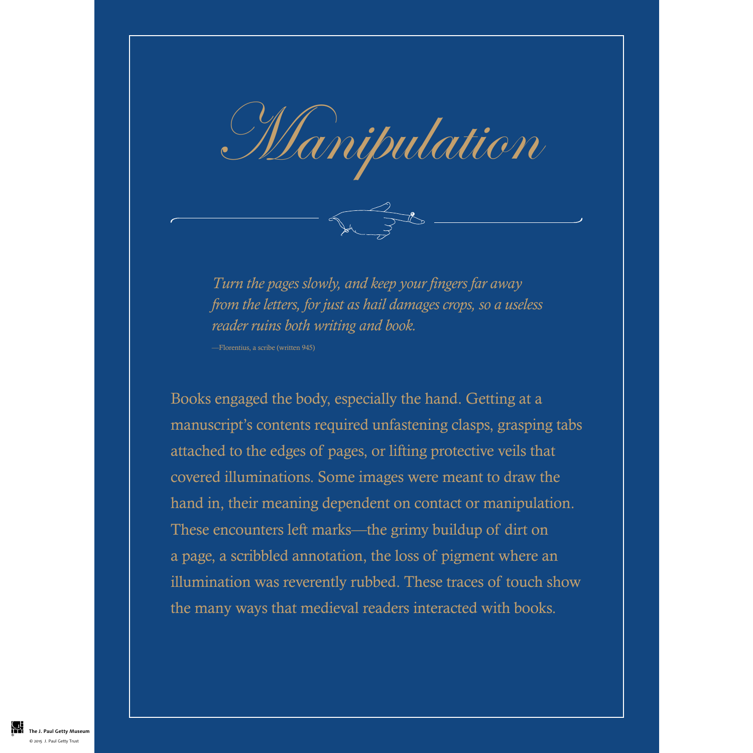# Manipulation

*Turn the pages slowly, and keep your fingers far away from the letters, for just as hail damages crops, so a useless reader ruins both writing and book.*

—Florentius, a scribe (written 945)

Books engaged the body, especially the hand. Getting at a manuscript's contents required unfastening clasps, grasping tabs attached to the edges of pages, or lifting protective veils that covered illuminations. Some images were meant to draw the hand in, their meaning dependent on contact or manipulation. These encounters left marks—the grimy buildup of dirt on a page, a scribbled annotation, the loss of pigment where an illumination was reverently rubbed. These traces of touch show the many ways that medieval readers interacted with books.

The J. Paul Getty Museum

© 2015 J. Paul Getty Trust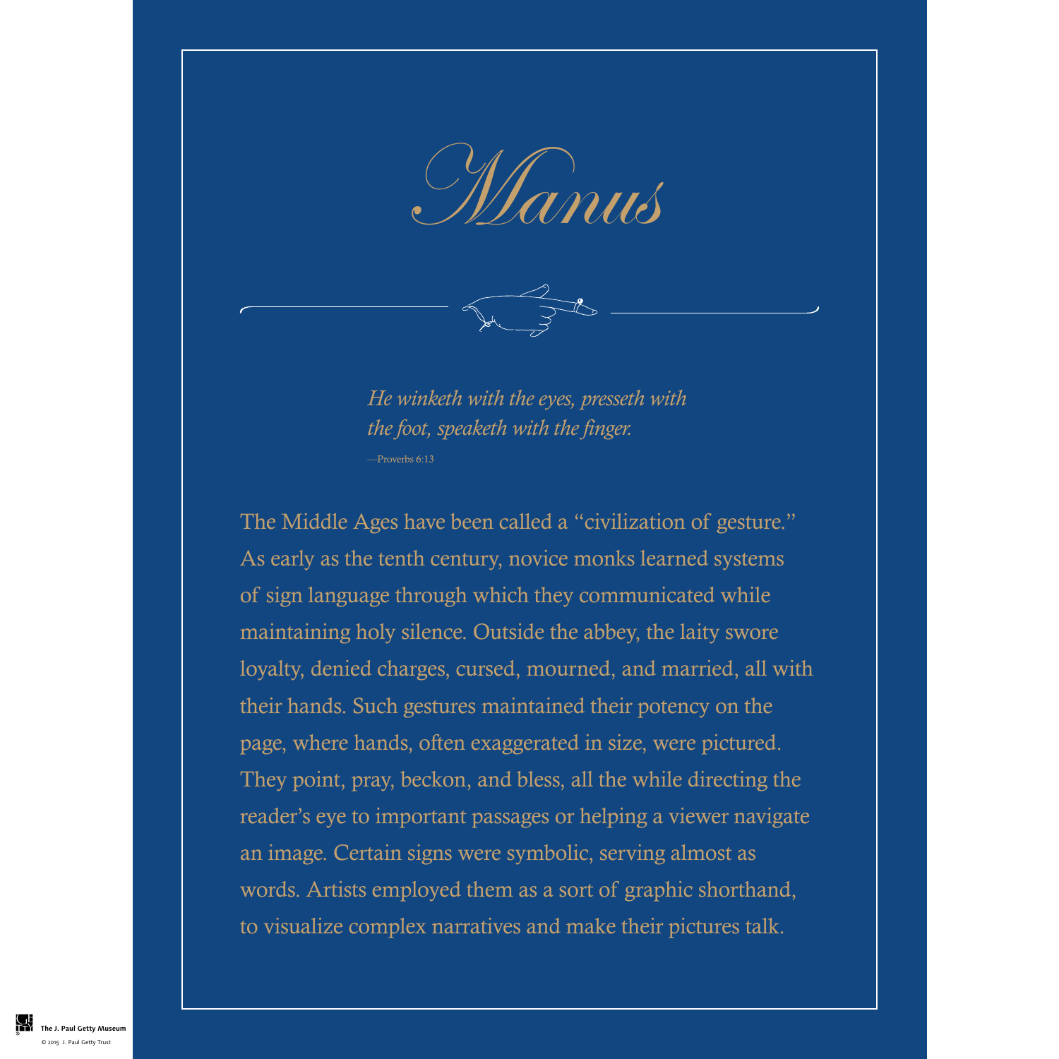# Manus

*He winketh with the eyes, presseth with the foot, speaketh with the finger.*

—Proverbs 6:13

The Middle Ages have been called a "civilization of gesture." As early as the tenth century, novice monks learned systems of sign language through which they communicated while maintaining holy silence. Outside the abbey, the laity swore loyalty, denied charges, cursed, mourned, and married, all with their hands. Such gestures maintained their potency on the page, where hands, often exaggerated in size, were pictured. They point, pray, beckon, and bless, all the while directing the reader's eye to important passages or helping a viewer navigate an image. Certain signs were symbolic, serving almost as words. Artists employed them as a sort of graphic shorthand, to visualize complex narratives and make their pictures talk.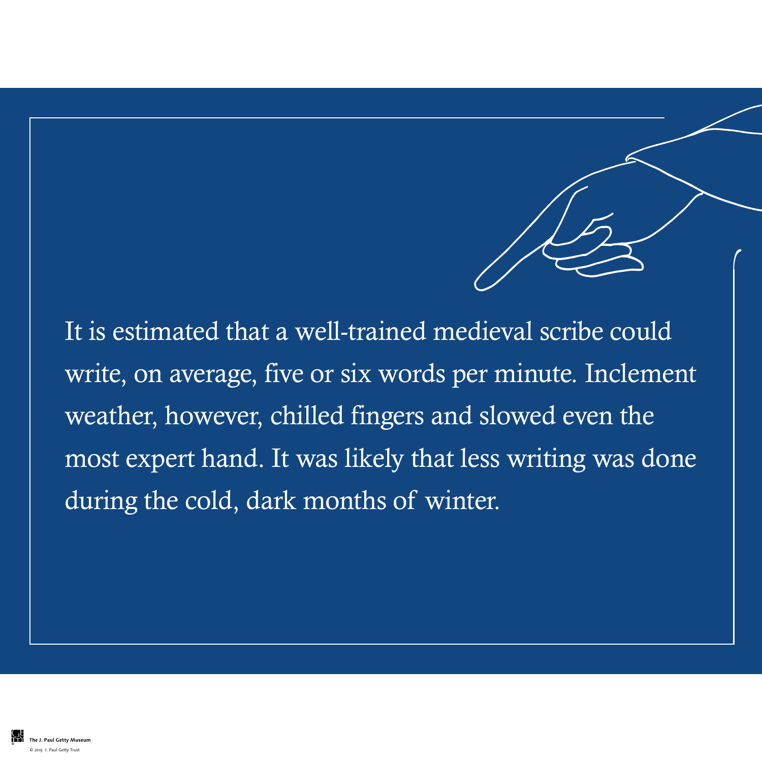It is estimated that a well-trained medieval scribe could write, on average, five or six words per minute. Inclement weather, however, chilled fingers and slowed even the most expert hand. It was likely that less writing was done during the cold, dark months of winter.

The J. Paul Getty Museum

© 2015 J. Paul Getty Trust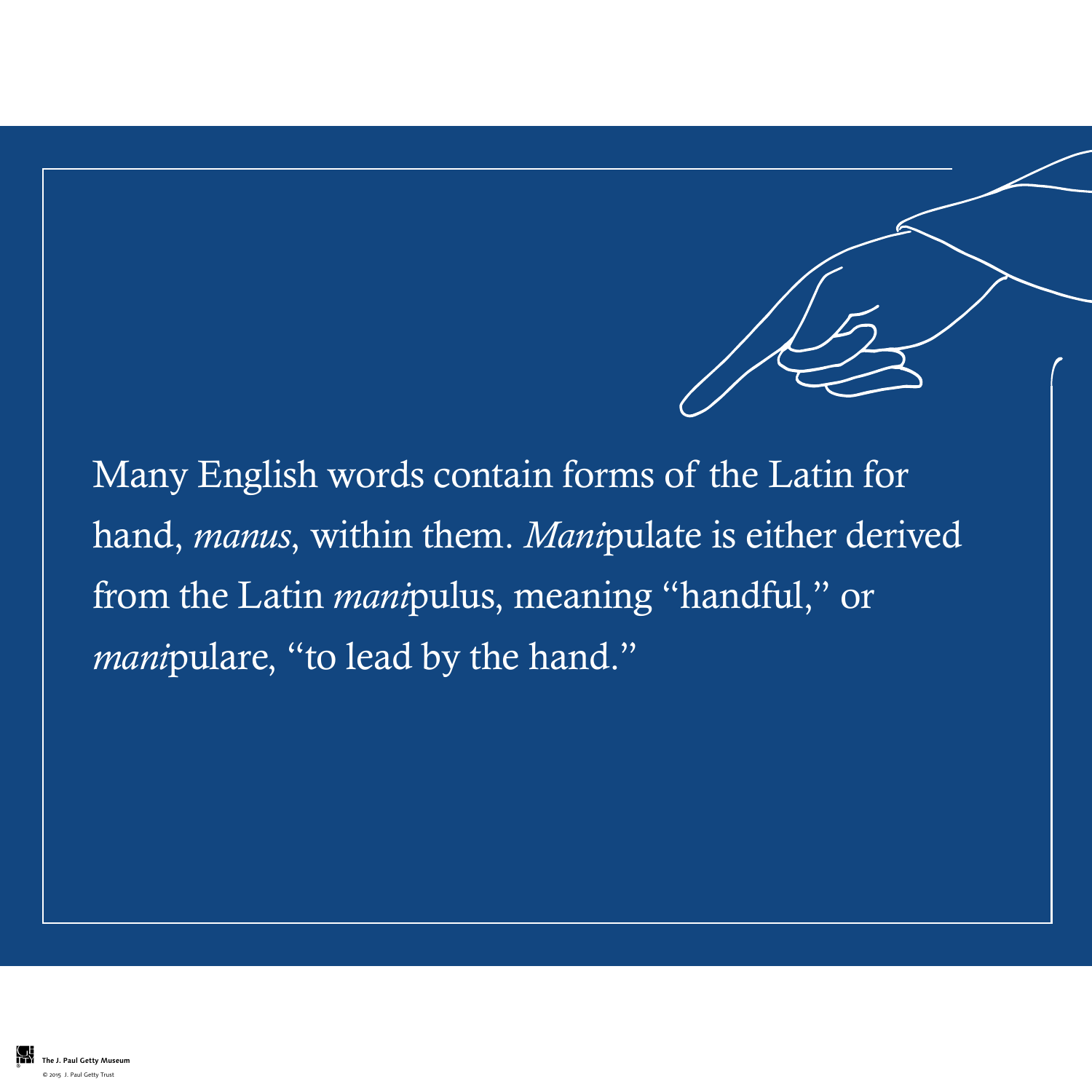Many English words contain forms of the Latin for hand, *manus*, within them. *Mani*pulate is either derived from the Latin *mani*pulus, meaning "handful," or *mani*pulare, "to lead by the hand."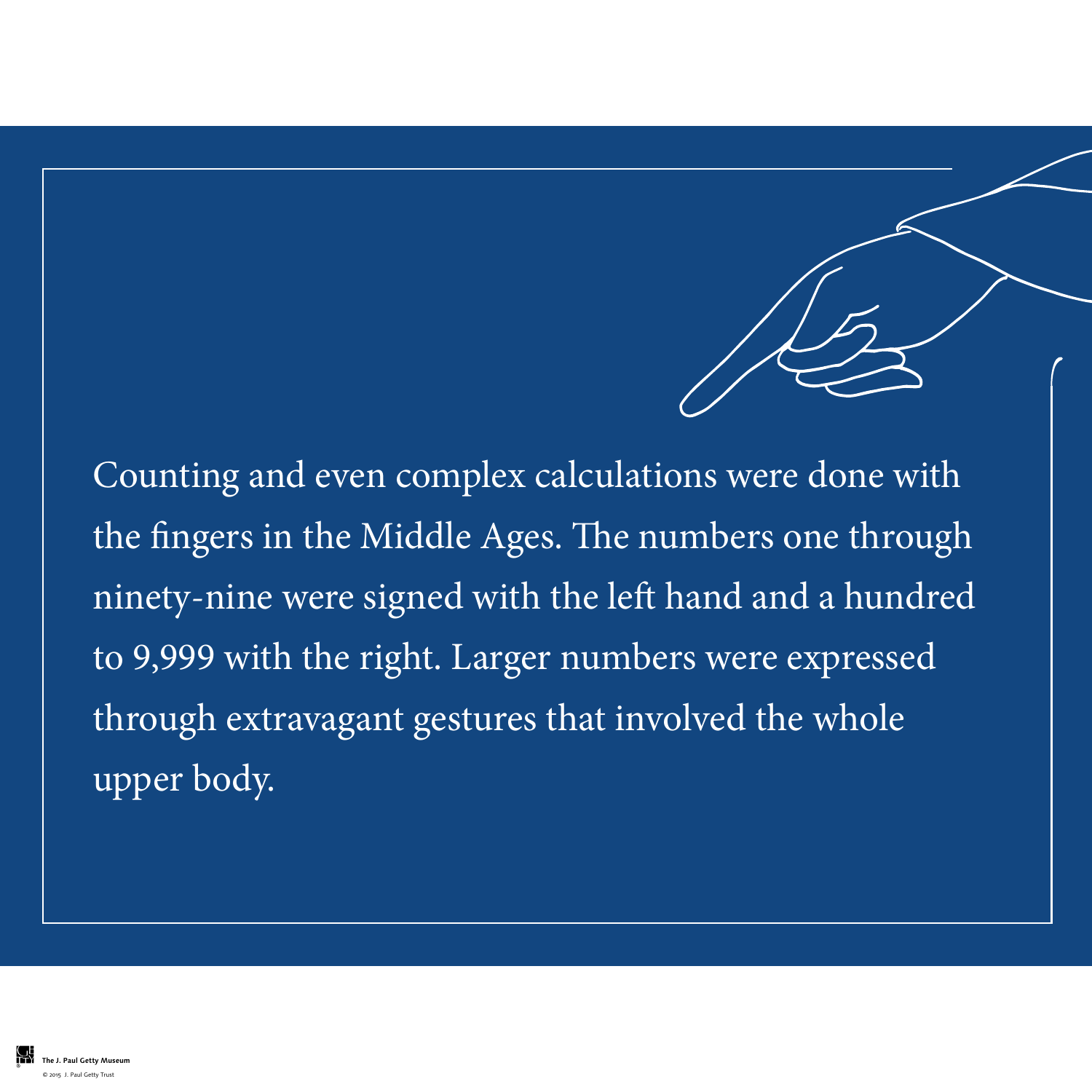Counting and even complex calculations were done with the fingers in the Middle Ages. The numbers one through ninety-nine were signed with the left hand and a hundred to 9,999 with the right. Larger numbers were expressed through extravagant gestures that involved the whole upper body.

The J. Paul Getty Museum

© 2015 J. Paul Getty Trust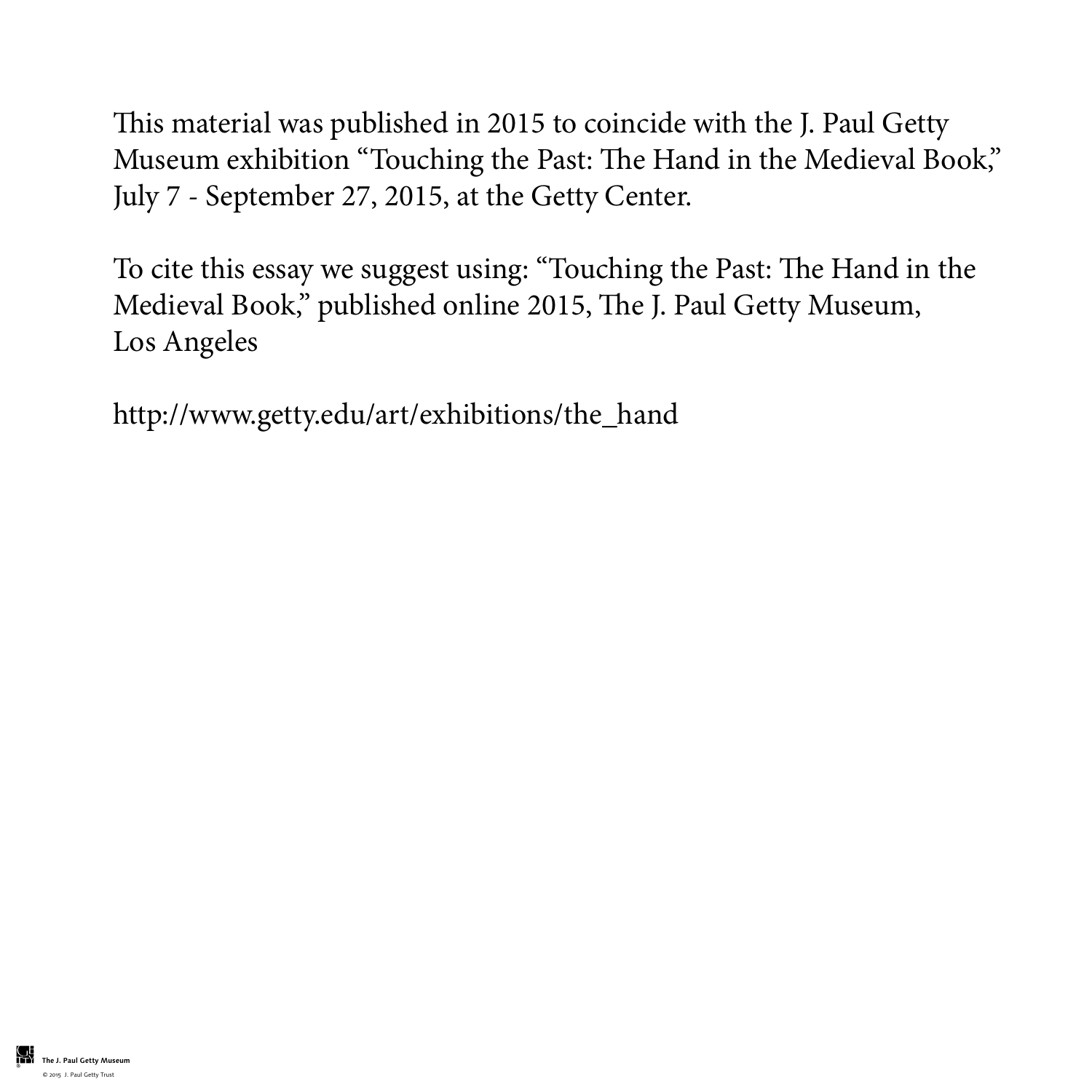This material was published in 2015 to coincide with the J. Paul Getty Museum exhibition "Touching the Past: The Hand in the Medieval Book," July 7 - September 27, 2015, at the Getty Center.

To cite this essay we suggest using: "Touching the Past: The Hand in the Medieval Book," published online 2015, The J. Paul Getty Museum, Los Angeles

http://www.getty.edu/art/exhibitions/the_hand

The J. Paul Getty Museum

© 2015 J. Paul Getty Trust